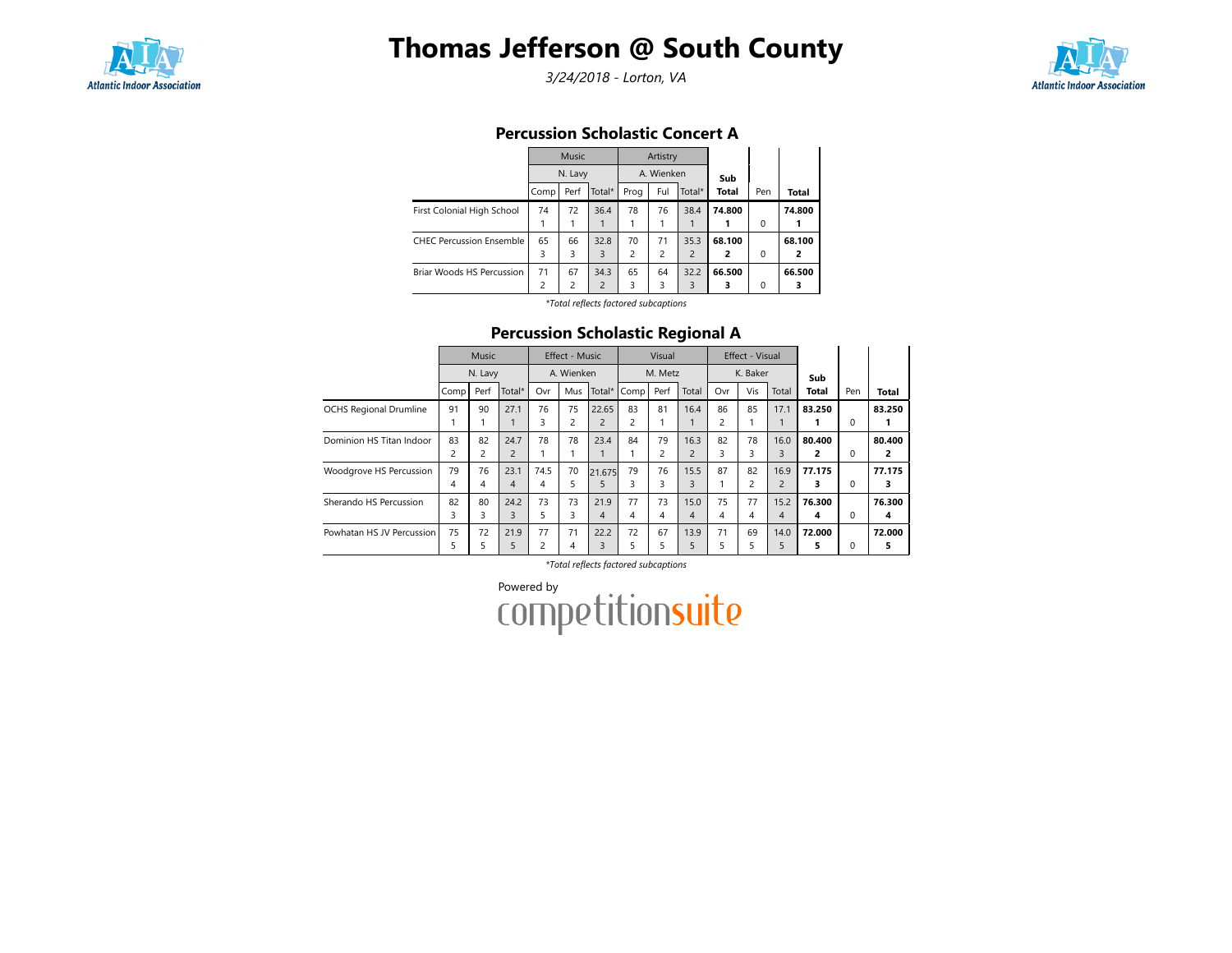# Thomas Jefferson @ South County

*3/24/2018 - Lorton, VA*

## Percussion Scholastic Concert A

| | Music | | | Artistry | | | Sub Total | Pen | Total |
|---|---|---|---|---|---|---|---|---|---|
| | N. Lavy | | | A. Wienken | | | | | |
| | Comp | Perf | Total* | Prog | Ful | Total* | | | |
| First Colonial High School | 74<br>1 | 72<br>1 | 36.4<br>1 | 78<br>1 | 76<br>1 | 38.4<br>1 | **74.800**<br>**1** | 0 | **74.800**<br>**1** |
| CHEC Percussion Ensemble | 65<br>3 | 66<br>3 | 32.8<br>3 | 70<br>2 | 71<br>2 | 35.3<br>2 | **68.100**<br>**2** | 0 | **68.100**<br>**2** |
| Briar Woods HS Percussion | 71<br>2 | 67<br>2 | 34.3<br>2 | 65<br>3 | 64<br>3 | 32.2<br>3 | **66.500**<br>**3** | 0 | **66.500**<br>**3** |

*\*Total reflects factored subcaptions*

## Percussion Scholastic Regional A

| | Music | | | Effect - Music | | | Visual | | | Effect - Visual | | | Sub Total | Pen | Total |
|---|---|---|---|---|---|---|---|---|---|---|---|---|---|---|---|
| | N. Lavy | | | A. Wienken | | | M. Metz | | | K. Baker | | | | | |
| | Comp | Perf | Total* | Ovr | Mus | Total* | Comp | Perf | Total | Ovr | Vis | Total | | | |
| OCHS Regional Drumline | 91<br>1 | 90<br>1 | 27.1<br>1 | 76<br>3 | 75<br>2 | 22.65<br>2 | 83<br>2 | 81<br>1 | 16.4<br>1 | 86<br>2 | 85<br>1 | 17.1<br>1 | **83.250**<br>**1** | 0 | **83.250**<br>**1** |
| Dominion HS Titan Indoor | 83<br>2 | 82<br>2 | 24.7<br>2 | 78<br>1 | 78<br>1 | 23.4<br>1 | 84<br>1 | 79<br>2 | 16.3<br>2 | 82<br>3 | 78<br>3 | 16.0<br>3 | **80.400**<br>**2** | 0 | **80.400**<br>**2** |
| Woodgrove HS Percussion | 79<br>4 | 76<br>4 | 23.1<br>4 | 74.5<br>4 | 70<br>5 | 21.675<br>5 | 79<br>3 | 76<br>3 | 15.5<br>3 | 87<br>1 | 82<br>2 | 16.9<br>2 | **77.175**<br>**3** | 0 | **77.175**<br>**3** |
| Sherando HS Percussion | 82<br>3 | 80<br>3 | 24.2<br>3 | 73<br>5 | 73<br>3 | 21.9<br>4 | 77<br>4 | 73<br>4 | 15.0<br>4 | 75<br>4 | 77<br>4 | 15.2<br>4 | **76.300**<br>**4** | 0 | **76.300**<br>**4** |
| Powhatan HS JV Percussion | 75<br>5 | 72<br>5 | 21.9<br>5 | 77<br>2 | 71<br>4 | 22.2<br>3 | 72<br>5 | 67<br>5 | 13.9<br>5 | 71<br>5 | 69<br>5 | 14.0<br>5 | **72.000**<br>**5** | 0 | **72.000**<br>**5** |

*\*Total reflects factored subcaptions*

Powered by competitionsuite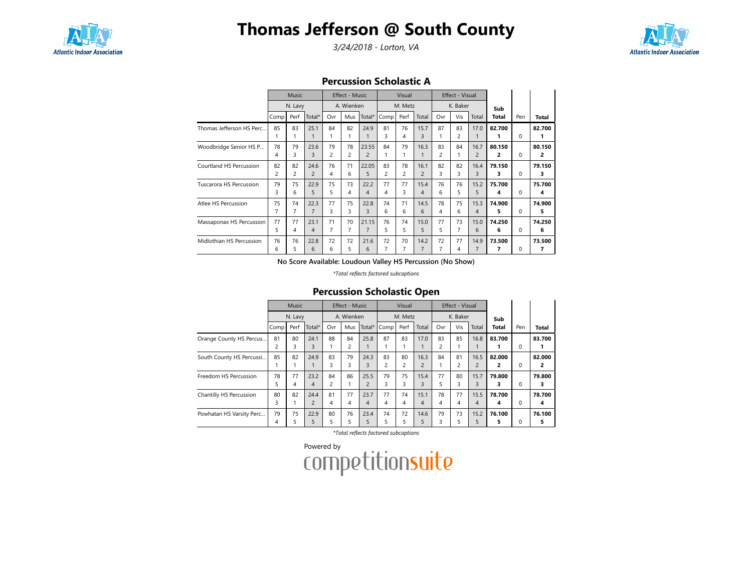# Thomas Jefferson @ South County

*3/24/2018 - Lorton, VA*

## Percussion Scholastic A

| | Music | | | Effect - Music | | | Visual | | | Effect - Visual | | | Sub | | |
|---|---|---|---|---|---|---|---|---|---|---|---|---|---|---|---|
| | N. Lavy | | | A. Wienken | | | M. Metz | | | K. Baker | | | | | |
| | Comp | Perf | Total* | Ovr | Mus | Total* | Comp | Perf | Total | Ovr | Vis | Total | Total | Pen | Total |
| Thomas Jefferson HS Perc... | 85<br>1 | 83<br>1 | 25.1<br>1 | 84<br>1 | 82<br>1 | 24.9<br>1 | 81<br>3 | 76<br>4 | 15.7<br>3 | 87<br>1 | 83<br>2 | 17.0<br>1 | **82.700**<br>**1** | 0 | **82.700**<br>**1** |
| Woodbridge Senior HS P... | 78<br>4 | 79<br>3 | 23.6<br>3 | 79<br>2 | 78<br>2 | 23.55<br>2 | 84<br>1 | 79<br>1 | 16.3<br>1 | 83<br>2 | 84<br>1 | 16.7<br>2 | **80.150**<br>**2** | 0 | **80.150**<br>**2** |
| Courtland HS Percussion | 82<br>2 | 82<br>2 | 24.6<br>2 | 76<br>4 | 71<br>6 | 22.05<br>5 | 83<br>2 | 78<br>2 | 16.1<br>2 | 82<br>3 | 82<br>3 | 16.4<br>3 | **79.150**<br>**3** | 0 | **79.150**<br>**3** |
| Tuscarora HS Percussion | 79<br>3 | 75<br>6 | 22.9<br>5 | 75<br>5 | 73<br>4 | 22.2<br>4 | 77<br>4 | 77<br>3 | 15.4<br>4 | 76<br>6 | 76<br>5 | 15.2<br>5 | **75.700**<br>**4** | 0 | **75.700**<br>**4** |
| Atlee HS Percussion | 75<br>7 | 74<br>7 | 22.3<br>7 | 77<br>3 | 75<br>3 | 22.8<br>3 | 74<br>6 | 71<br>6 | 14.5<br>6 | 78<br>4 | 75<br>6 | 15.3<br>4 | **74.900**<br>**5** | 0 | **74.900**<br>**5** |
| Massaponax HS Percussion | 77<br>5 | 77<br>4 | 23.1<br>4 | 71<br>7 | 70<br>7 | 21.15<br>7 | 76<br>5 | 74<br>5 | 15.0<br>5 | 77<br>5 | 73<br>7 | 15.0<br>6 | **74.250**<br>**6** | 0 | **74.250**<br>**6** |
| Midlothian HS Percussion | 76<br>6 | 76<br>5 | 22.8<br>6 | 72<br>6 | 72<br>5 | 21.6<br>6 | 72<br>7 | 70<br>7 | 14.2<br>7 | 72<br>7 | 77<br>4 | 14.9<br>7 | **73.500**<br>**7** | 0 | **73.500**<br>**7** |

**No Score Available: Loudoun Valley HS Percussion (No Show)**

*\*Total reflects factored subcaptions*

## Percussion Scholastic Open

| | Music | | | Effect - Music | | | Visual | | | Effect - Visual | | | Sub | | |
|---|---|---|---|---|---|---|---|---|---|---|---|---|---|---|---|
| | N. Lavy | | | A. Wienken | | | M. Metz | | | K. Baker | | | | | |
| | Comp | Perf | Total* | Ovr | Mus | Total* | Comp | Perf | Total | Ovr | Vis | Total | Total | Pen | Total |
| Orange County HS Percus... | 81<br>2 | 80<br>3 | 24.1<br>3 | 88<br>1 | 84<br>2 | 25.8<br>1 | 87<br>1 | 83<br>1 | 17.0<br>1 | 83<br>2 | 85<br>1 | 16.8<br>1 | **83.700**<br>**1** | 0 | **83.700**<br>**1** |
| South County HS Percussi... | 85<br>1 | 82<br>1 | 24.9<br>1 | 83<br>3 | 79<br>3 | 24.3<br>3 | 83<br>2 | 80<br>2 | 16.3<br>2 | 84<br>1 | 81<br>2 | 16.5<br>2 | **82.000**<br>**2** | 0 | **82.000**<br>**2** |
| Freedom HS Percussion | 78<br>5 | 77<br>4 | 23.2<br>4 | 84<br>2 | 86<br>1 | 25.5<br>2 | 79<br>3 | 75<br>3 | 15.4<br>3 | 77<br>5 | 80<br>3 | 15.7<br>3 | **79.800**<br>**3** | 0 | **79.800**<br>**3** |
| Chantilly HS Percussion | 80<br>3 | 82<br>1 | 24.4<br>2 | 81<br>4 | 77<br>4 | 23.7<br>4 | 77<br>4 | 74<br>4 | 15.1<br>4 | 78<br>4 | 77<br>4 | 15.5<br>4 | **78.700**<br>**4** | 0 | **78.700**<br>**4** |
| Powhatan HS Varsity Perc... | 79<br>4 | 75<br>5 | 22.9<br>5 | 80<br>5 | 76<br>5 | 23.4<br>5 | 74<br>5 | 72<br>5 | 14.6<br>5 | 79<br>3 | 73<br>5 | 15.2<br>5 | **76.100**<br>**5** | 0 | **76.100**<br>**5** |

*\*Total reflects factored subcaptions*

Powered by competitionsuite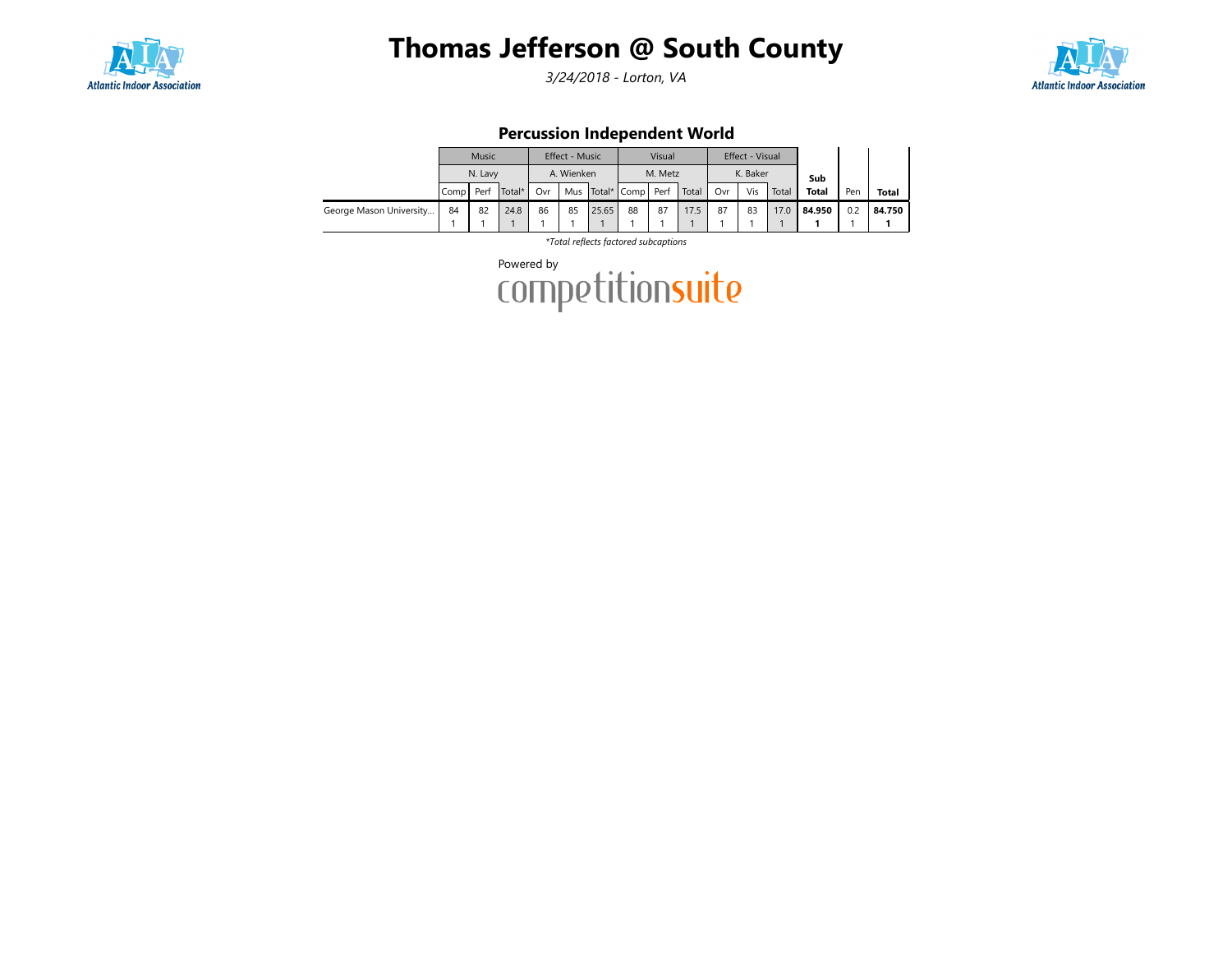# Thomas Jefferson @ South County

*3/24/2018 - Lorton, VA*

## Percussion Independent World

| | Music | | | Effect - Music | | | Visual | | | Effect - Visual | | | Sub Total | Pen | Total |
|---|---|---|---|---|---|---|---|---|---|---|---|---|---|---|---|
| | N. Lavy | | | A. Wienken | | | M. Metz | | | K. Baker | | | | | |
| | Comp | Perf | Total* | Ovr | Mus | Total* | Comp | Perf | Total | Ovr | Vis | Total | | | |
| George Mason University... | 84<br>1 | 82<br>1 | 24.8<br>1 | 86<br>1 | 85<br>1 | 25.65<br>1 | 88<br>1 | 87<br>1 | 17.5<br>1 | 87<br>1 | 83<br>1 | 17.0<br>1 | **84.950**<br>**1** | 0.2<br>1 | **84.750**<br>**1** |

*\*Total reflects factored subcaptions*

Powered by competitionsuite